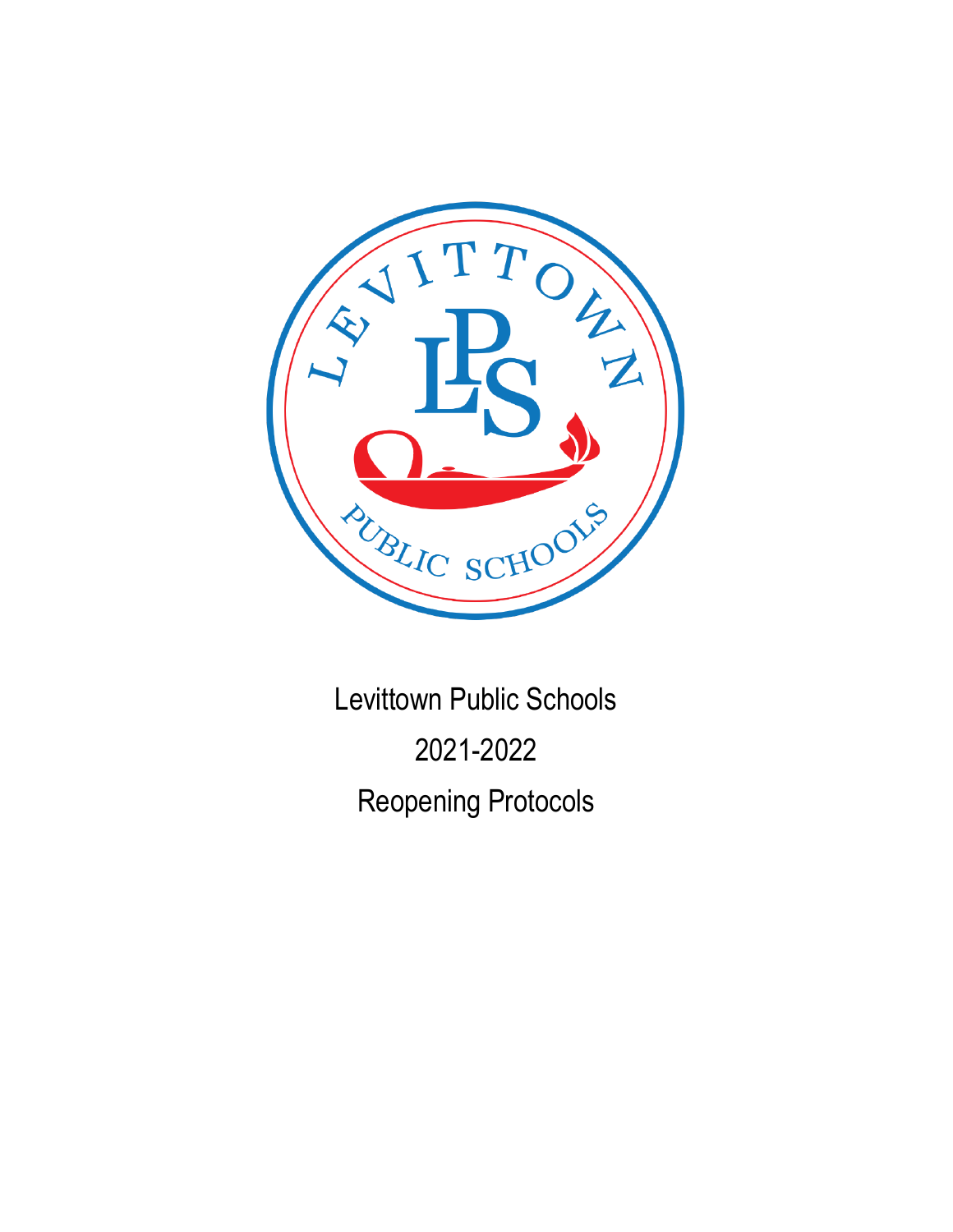Levittown Public Schools

2021-2022

Reopening Protocols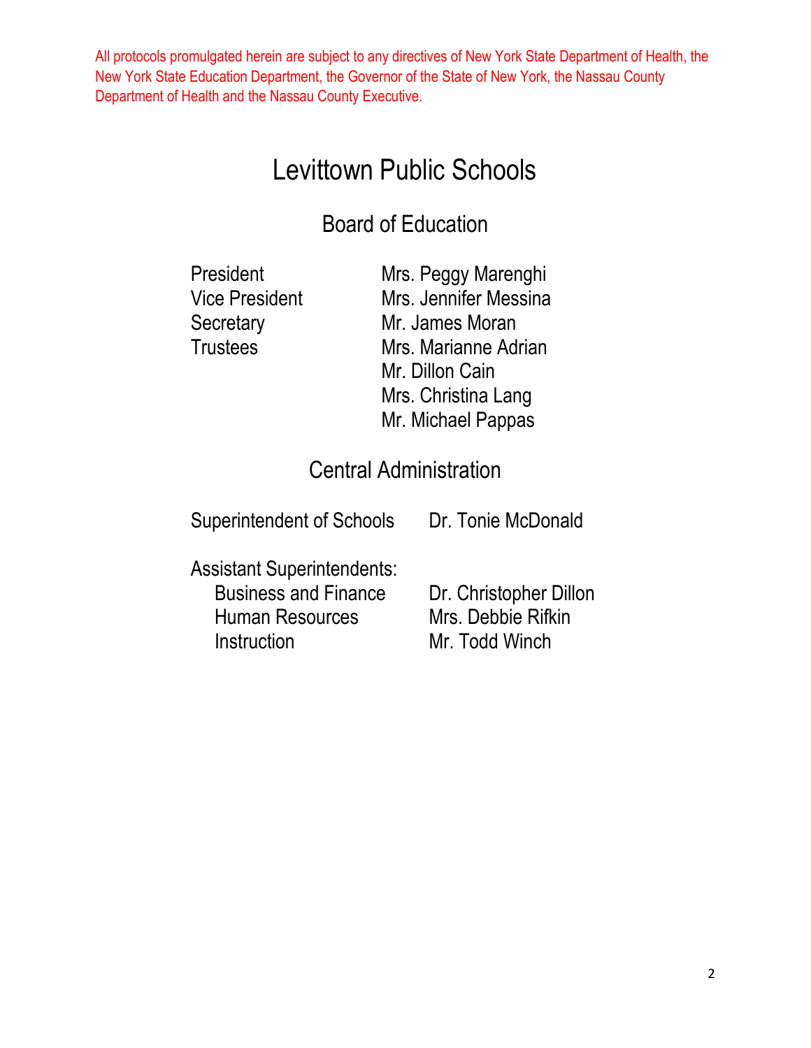All protocols promulgated herein are subject to any directives of New York State Department of Health, the New York State Education Department, the Governor of the State of New York, the Nassau County Department of Health and the Nassau County Executive.

# Levittown Public Schools

## Board of Education

| | |
|---|---|
| President | Mrs. Peggy Marenghi |
| Vice President | Mrs. Jennifer Messina |
| Secretary | Mr. James Moran |
| Trustees | Mrs. Marianne Adrian |
| | Mr. Dillon Cain |
| | Mrs. Christina Lang |
| | Mr. Michael Pappas |

## Central Administration

| | |
|---|---|
| Superintendent of Schools | Dr. Tonie McDonald |
| Assistant Superintendents: | |
| Business and Finance | Dr. Christopher Dillon |
| Human Resources | Mrs. Debbie Rifkin |
| Instruction | Mr. Todd Winch |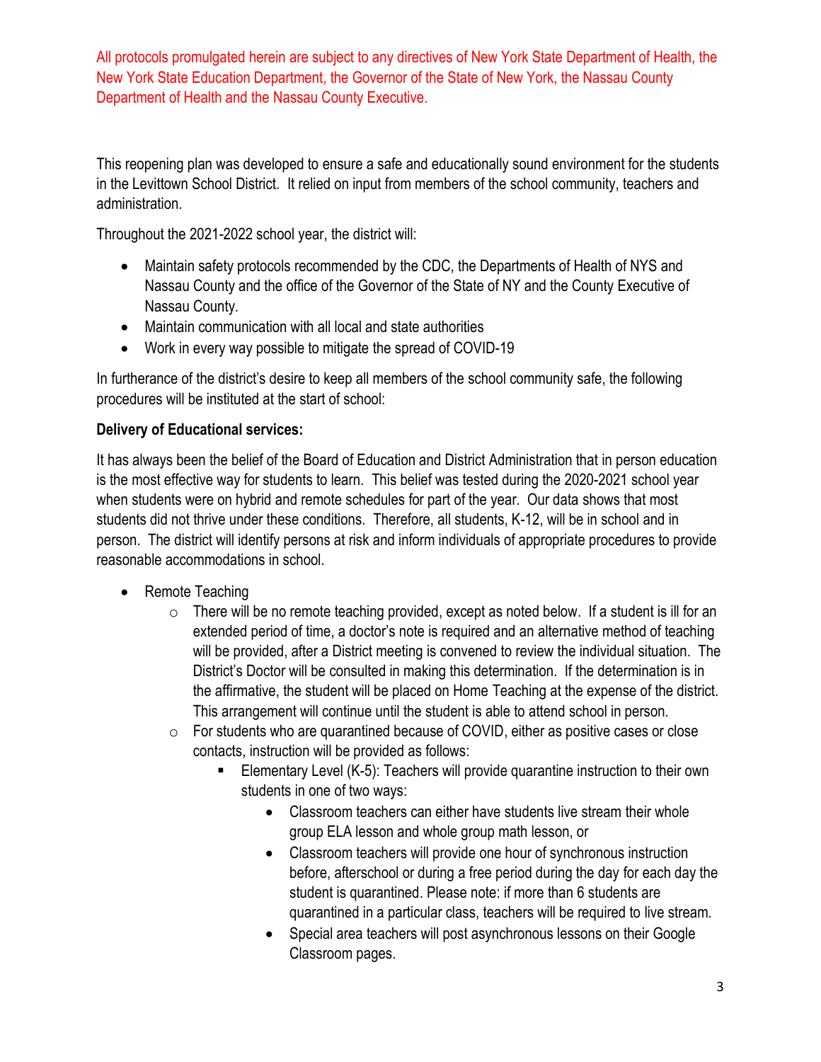All protocols promulgated herein are subject to any directives of New York State Department of Health, the New York State Education Department, the Governor of the State of New York, the Nassau County Department of Health and the Nassau County Executive.

This reopening plan was developed to ensure a safe and educationally sound environment for the students in the Levittown School District. It relied on input from members of the school community, teachers and administration.

Throughout the 2021-2022 school year, the district will:

- Maintain safety protocols recommended by the CDC, the Departments of Health of NYS and Nassau County and the office of the Governor of the State of NY and the County Executive of Nassau County.
- Maintain communication with all local and state authorities
- Work in every way possible to mitigate the spread of COVID-19

In furtherance of the district's desire to keep all members of the school community safe, the following procedures will be instituted at the start of school:

**Delivery of Educational services:**

It has always been the belief of the Board of Education and District Administration that in person education is the most effective way for students to learn. This belief was tested during the 2020-2021 school year when students were on hybrid and remote schedules for part of the year. Our data shows that most students did not thrive under these conditions. Therefore, all students, K-12, will be in school and in person. The district will identify persons at risk and inform individuals of appropriate procedures to provide reasonable accommodations in school.

- Remote Teaching
  - There will be no remote teaching provided, except as noted below. If a student is ill for an extended period of time, a doctor's note is required and an alternative method of teaching will be provided, after a District meeting is convened to review the individual situation. The District's Doctor will be consulted in making this determination. If the determination is in the affirmative, the student will be placed on Home Teaching at the expense of the district. This arrangement will continue until the student is able to attend school in person.
  - For students who are quarantined because of COVID, either as positive cases or close contacts, instruction will be provided as follows:
    - Elementary Level (K-5): Teachers will provide quarantine instruction to their own students in one of two ways:
      - Classroom teachers can either have students live stream their whole group ELA lesson and whole group math lesson, or
      - Classroom teachers will provide one hour of synchronous instruction before, afterschool or during a free period during the day for each day the student is quarantined. Please note: if more than 6 students are quarantined in a particular class, teachers will be required to live stream.
      - Special area teachers will post asynchronous lessons on their Google Classroom pages.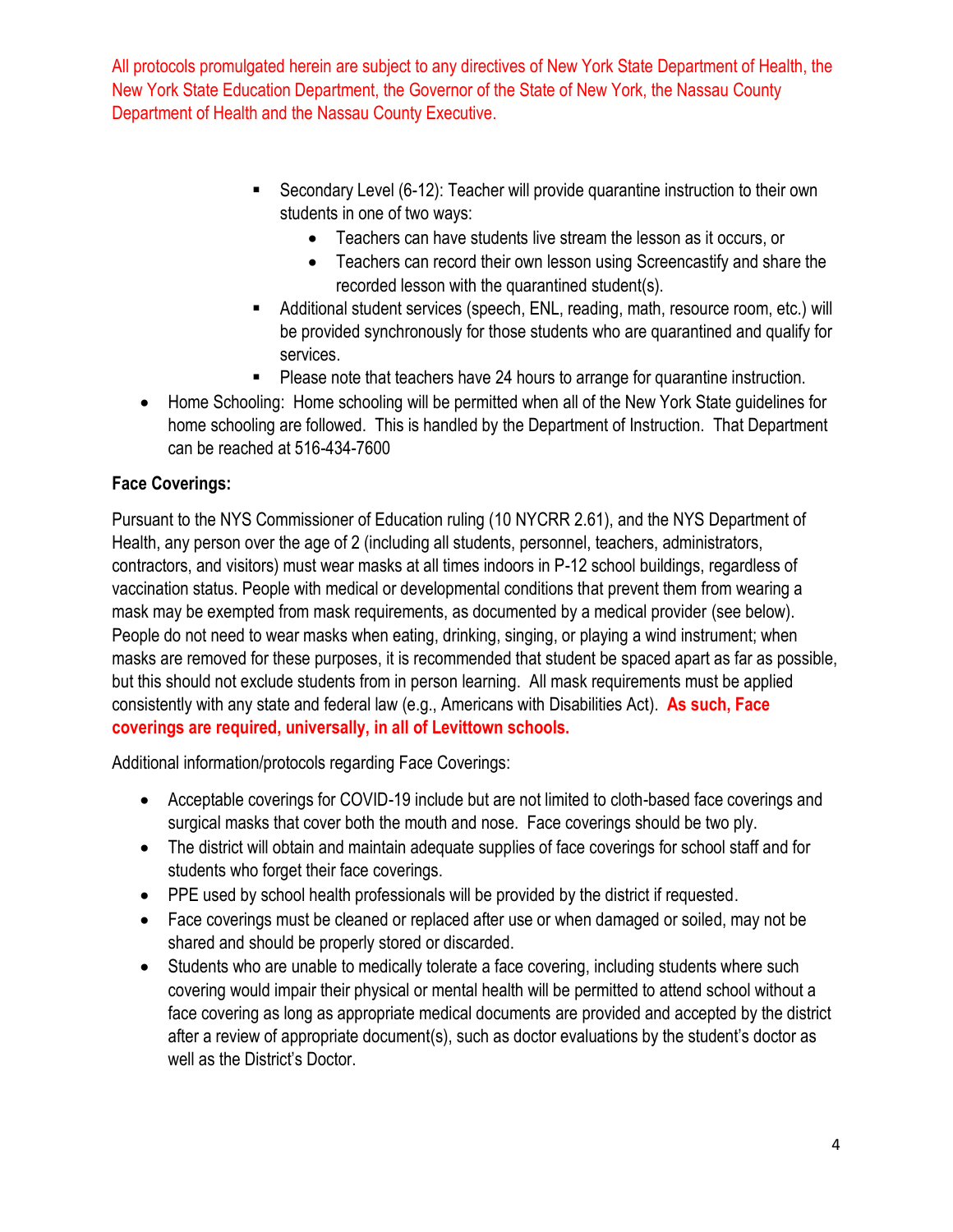All protocols promulgated herein are subject to any directives of New York State Department of Health, the New York State Education Department, the Governor of the State of New York, the Nassau County Department of Health and the Nassau County Executive.

    - Secondary Level (6-12): Teacher will provide quarantine instruction to their own students in one of two ways:
        - Teachers can have students live stream the lesson as it occurs, or
        - Teachers can record their own lesson using Screencastify and share the recorded lesson with the quarantined student(s).
    - Additional student services (speech, ENL, reading, math, resource room, etc.) will be provided synchronously for those students who are quarantined and qualify for services.
    - Please note that teachers have 24 hours to arrange for quarantine instruction.
- Home Schooling: Home schooling will be permitted when all of the New York State guidelines for home schooling are followed. This is handled by the Department of Instruction. That Department can be reached at 516-434-7600

**Face Coverings:**

Pursuant to the NYS Commissioner of Education ruling (10 NYCRR 2.61), and the NYS Department of Health, any person over the age of 2 (including all students, personnel, teachers, administrators, contractors, and visitors) must wear masks at all times indoors in P-12 school buildings, regardless of vaccination status. People with medical or developmental conditions that prevent them from wearing a mask may be exempted from mask requirements, as documented by a medical provider (see below). People do not need to wear masks when eating, drinking, singing, or playing a wind instrument; when masks are removed for these purposes, it is recommended that student be spaced apart as far as possible, but this should not exclude students from in person learning. All mask requirements must be applied consistently with any state and federal law (e.g., Americans with Disabilities Act). **As such, Face coverings are required, universally, in all of Levittown schools.**

Additional information/protocols regarding Face Coverings:

- Acceptable coverings for COVID-19 include but are not limited to cloth-based face coverings and surgical masks that cover both the mouth and nose. Face coverings should be two ply.
- The district will obtain and maintain adequate supplies of face coverings for school staff and for students who forget their face coverings.
- PPE used by school health professionals will be provided by the district if requested.
- Face coverings must be cleaned or replaced after use or when damaged or soiled, may not be shared and should be properly stored or discarded.
- Students who are unable to medically tolerate a face covering, including students where such covering would impair their physical or mental health will be permitted to attend school without a face covering as long as appropriate medical documents are provided and accepted by the district after a review of appropriate document(s), such as doctor evaluations by the student's doctor as well as the District's Doctor.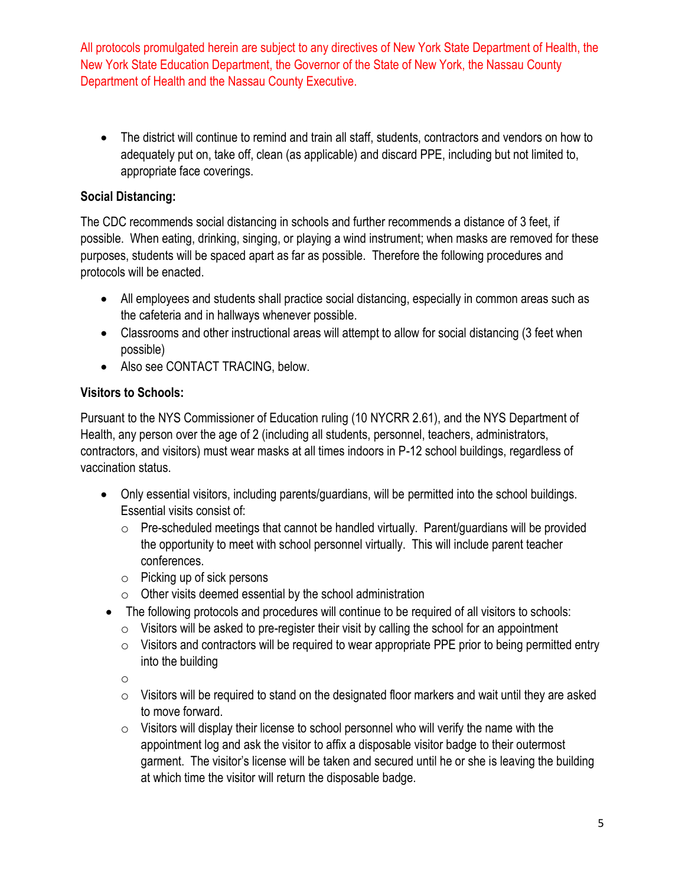All protocols promulgated herein are subject to any directives of New York State Department of Health, the New York State Education Department, the Governor of the State of New York, the Nassau County Department of Health and the Nassau County Executive.

- The district will continue to remind and train all staff, students, contractors and vendors on how to adequately put on, take off, clean (as applicable) and discard PPE, including but not limited to, appropriate face coverings.

**Social Distancing:**

The CDC recommends social distancing in schools and further recommends a distance of 3 feet, if possible. When eating, drinking, singing, or playing a wind instrument; when masks are removed for these purposes, students will be spaced apart as far as possible. Therefore the following procedures and protocols will be enacted.

- All employees and students shall practice social distancing, especially in common areas such as the cafeteria and in hallways whenever possible.
- Classrooms and other instructional areas will attempt to allow for social distancing (3 feet when possible)
- Also see CONTACT TRACING, below.

**Visitors to Schools:**

Pursuant to the NYS Commissioner of Education ruling (10 NYCRR 2.61), and the NYS Department of Health, any person over the age of 2 (including all students, personnel, teachers, administrators, contractors, and visitors) must wear masks at all times indoors in P-12 school buildings, regardless of vaccination status.

- Only essential visitors, including parents/guardians, will be permitted into the school buildings. Essential visits consist of:
  - Pre-scheduled meetings that cannot be handled virtually. Parent/guardians will be provided the opportunity to meet with school personnel virtually. This will include parent teacher conferences.
  - Picking up of sick persons
  - Other visits deemed essential by the school administration
- The following protocols and procedures will continue to be required of all visitors to schools:
  - Visitors will be asked to pre-register their visit by calling the school for an appointment
  - Visitors and contractors will be required to wear appropriate PPE prior to being permitted entry into the building
  - 
  - Visitors will be required to stand on the designated floor markers and wait until they are asked to move forward.
  - Visitors will display their license to school personnel who will verify the name with the appointment log and ask the visitor to affix a disposable visitor badge to their outermost garment. The visitor's license will be taken and secured until he or she is leaving the building at which time the visitor will return the disposable badge.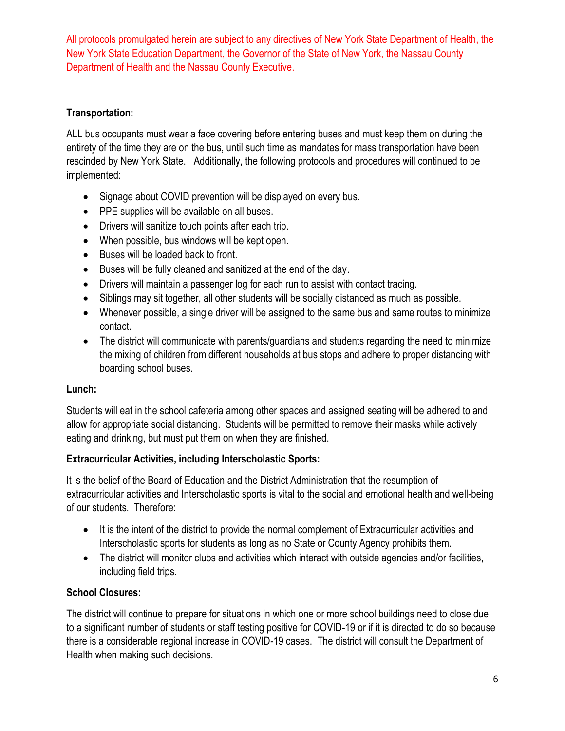All protocols promulgated herein are subject to any directives of New York State Department of Health, the New York State Education Department, the Governor of the State of New York, the Nassau County Department of Health and the Nassau County Executive.

**Transportation:**

ALL bus occupants must wear a face covering before entering buses and must keep them on during the entirety of the time they are on the bus, until such time as mandates for mass transportation have been rescinded by New York State. Additionally, the following protocols and procedures will continued to be implemented:

- Signage about COVID prevention will be displayed on every bus.
- PPE supplies will be available on all buses.
- Drivers will sanitize touch points after each trip.
- When possible, bus windows will be kept open.
- Buses will be loaded back to front.
- Buses will be fully cleaned and sanitized at the end of the day.
- Drivers will maintain a passenger log for each run to assist with contact tracing.
- Siblings may sit together, all other students will be socially distanced as much as possible.
- Whenever possible, a single driver will be assigned to the same bus and same routes to minimize contact.
- The district will communicate with parents/guardians and students regarding the need to minimize the mixing of children from different households at bus stops and adhere to proper distancing with boarding school buses.

**Lunch:**

Students will eat in the school cafeteria among other spaces and assigned seating will be adhered to and allow for appropriate social distancing. Students will be permitted to remove their masks while actively eating and drinking, but must put them on when they are finished.

**Extracurricular Activities, including Interscholastic Sports:**

It is the belief of the Board of Education and the District Administration that the resumption of extracurricular activities and Interscholastic sports is vital to the social and emotional health and well-being of our students. Therefore:

- It is the intent of the district to provide the normal complement of Extracurricular activities and Interscholastic sports for students as long as no State or County Agency prohibits them.
- The district will monitor clubs and activities which interact with outside agencies and/or facilities, including field trips.

**School Closures:**

The district will continue to prepare for situations in which one or more school buildings need to close due to a significant number of students or staff testing positive for COVID-19 or if it is directed to do so because there is a considerable regional increase in COVID-19 cases. The district will consult the Department of Health when making such decisions.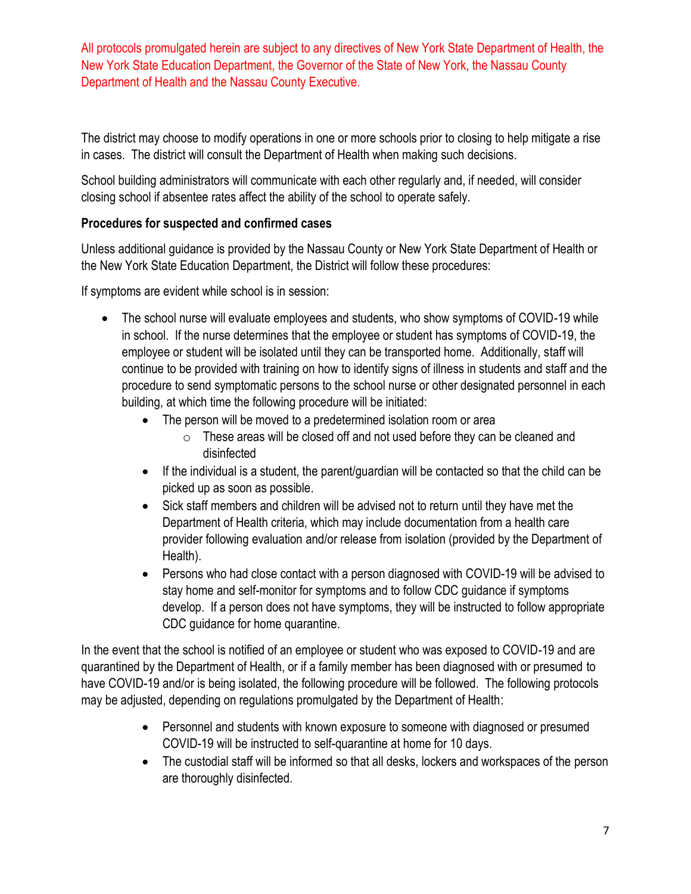All protocols promulgated herein are subject to any directives of New York State Department of Health, the New York State Education Department, the Governor of the State of New York, the Nassau County Department of Health and the Nassau County Executive.

The district may choose to modify operations in one or more schools prior to closing to help mitigate a rise in cases. The district will consult the Department of Health when making such decisions.

School building administrators will communicate with each other regularly and, if needed, will consider closing school if absentee rates affect the ability of the school to operate safely.

**Procedures for suspected and confirmed cases**

Unless additional guidance is provided by the Nassau County or New York State Department of Health or the New York State Education Department, the District will follow these procedures:

If symptoms are evident while school is in session:

- The school nurse will evaluate employees and students, who show symptoms of COVID-19 while in school. If the nurse determines that the employee or student has symptoms of COVID-19, the employee or student will be isolated until they can be transported home. Additionally, staff will continue to be provided with training on how to identify signs of illness in students and staff and the procedure to send symptomatic persons to the school nurse or other designated personnel in each building, at which time the following procedure will be initiated:
  - The person will be moved to a predetermined isolation room or area
    - These areas will be closed off and not used before they can be cleaned and disinfected
  - If the individual is a student, the parent/guardian will be contacted so that the child can be picked up as soon as possible.
  - Sick staff members and children will be advised not to return until they have met the Department of Health criteria, which may include documentation from a health care provider following evaluation and/or release from isolation (provided by the Department of Health).
  - Persons who had close contact with a person diagnosed with COVID-19 will be advised to stay home and self-monitor for symptoms and to follow CDC guidance if symptoms develop. If a person does not have symptoms, they will be instructed to follow appropriate CDC guidance for home quarantine.

In the event that the school is notified of an employee or student who was exposed to COVID-19 and are quarantined by the Department of Health, or if a family member has been diagnosed with or presumed to have COVID-19 and/or is being isolated, the following procedure will be followed. The following protocols may be adjusted, depending on regulations promulgated by the Department of Health:

- Personnel and students with known exposure to someone with diagnosed or presumed COVID-19 will be instructed to self-quarantine at home for 10 days.
- The custodial staff will be informed so that all desks, lockers and workspaces of the person are thoroughly disinfected.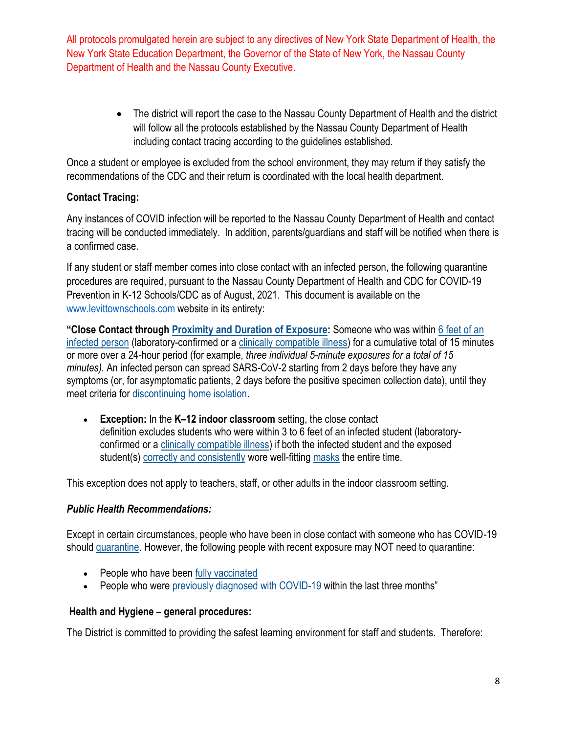All protocols promulgated herein are subject to any directives of New York State Department of Health, the New York State Education Department, the Governor of the State of New York, the Nassau County Department of Health and the Nassau County Executive.

- The district will report the case to the Nassau County Department of Health and the district will follow all the protocols established by the Nassau County Department of Health including contact tracing according to the guidelines established.

Once a student or employee is excluded from the school environment, they may return if they satisfy the recommendations of the CDC and their return is coordinated with the local health department.

**Contact Tracing:**

Any instances of COVID infection will be reported to the Nassau County Department of Health and contact tracing will be conducted immediately. In addition, parents/guardians and staff will be notified when there is a confirmed case.

If any student or staff member comes into close contact with an infected person, the following quarantine procedures are required, pursuant to the Nassau County Department of Health and CDC for COVID-19 Prevention in K-12 Schools/CDC as of August, 2021. This document is available on the www.levittownschools.com website in its entirety:

**"Close Contact through Proximity and Duration of Exposure:** Someone who was within 6 feet of an infected person (laboratory-confirmed or a clinically compatible illness) for a cumulative total of 15 minutes or more over a 24-hour period (for example, *three individual 5-minute exposures for a total of 15 minutes).* An infected person can spread SARS-CoV-2 starting from 2 days before they have any symptoms (or, for asymptomatic patients, 2 days before the positive specimen collection date), until they meet criteria for discontinuing home isolation.

- **Exception:** In the **K–12 indoor classroom** setting, the close contact definition excludes students who were within 3 to 6 feet of an infected student (laboratory-confirmed or a clinically compatible illness) if both the infected student and the exposed student(s) correctly and consistently wore well-fitting masks the entire time.

This exception does not apply to teachers, staff, or other adults in the indoor classroom setting.

***Public Health Recommendations:***

Except in certain circumstances, people who have been in close contact with someone who has COVID-19 should quarantine. However, the following people with recent exposure may NOT need to quarantine:

- People who have been fully vaccinated
- People who were previously diagnosed with COVID-19 within the last three months"

**Health and Hygiene – general procedures:**

The District is committed to providing the safest learning environment for staff and students. Therefore: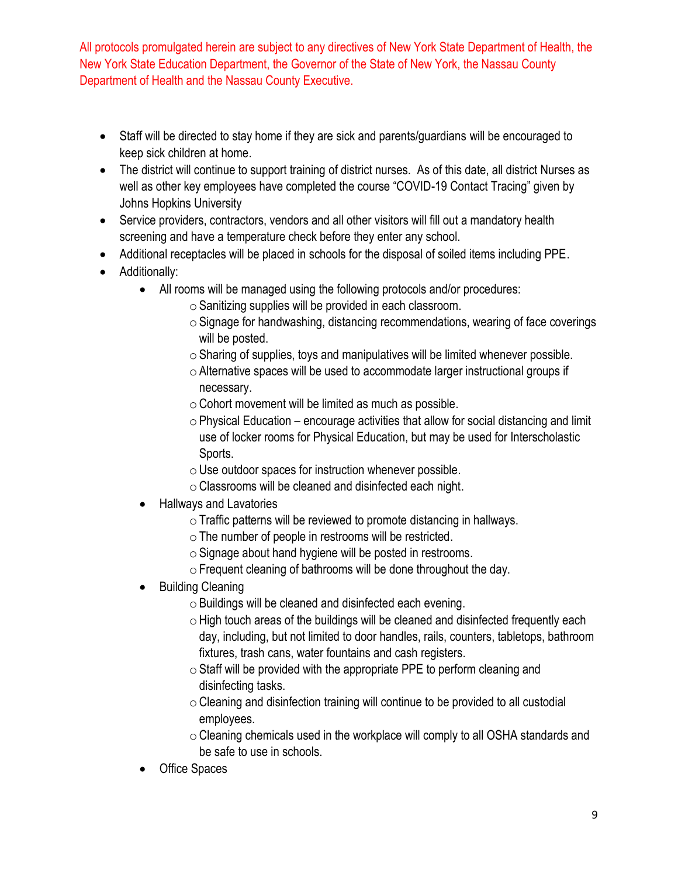All protocols promulgated herein are subject to any directives of New York State Department of Health, the New York State Education Department, the Governor of the State of New York, the Nassau County Department of Health and the Nassau County Executive.

- Staff will be directed to stay home if they are sick and parents/guardians will be encouraged to keep sick children at home.
- The district will continue to support training of district nurses. As of this date, all district Nurses as well as other key employees have completed the course "COVID-19 Contact Tracing" given by Johns Hopkins University
- Service providers, contractors, vendors and all other visitors will fill out a mandatory health screening and have a temperature check before they enter any school.
- Additional receptacles will be placed in schools for the disposal of soiled items including PPE.
- Additionally:
  - All rooms will be managed using the following protocols and/or procedures:
    - Sanitizing supplies will be provided in each classroom.
    - Signage for handwashing, distancing recommendations, wearing of face coverings will be posted.
    - Sharing of supplies, toys and manipulatives will be limited whenever possible.
    - Alternative spaces will be used to accommodate larger instructional groups if necessary.
    - Cohort movement will be limited as much as possible.
    - Physical Education – encourage activities that allow for social distancing and limit use of locker rooms for Physical Education, but may be used for Interscholastic Sports.
    - Use outdoor spaces for instruction whenever possible.
    - Classrooms will be cleaned and disinfected each night.
  - Hallways and Lavatories
    - Traffic patterns will be reviewed to promote distancing in hallways.
    - The number of people in restrooms will be restricted.
    - Signage about hand hygiene will be posted in restrooms.
    - Frequent cleaning of bathrooms will be done throughout the day.
  - Building Cleaning
    - Buildings will be cleaned and disinfected each evening.
    - High touch areas of the buildings will be cleaned and disinfected frequently each day, including, but not limited to door handles, rails, counters, tabletops, bathroom fixtures, trash cans, water fountains and cash registers.
    - Staff will be provided with the appropriate PPE to perform cleaning and disinfecting tasks.
    - Cleaning and disinfection training will continue to be provided to all custodial employees.
    - Cleaning chemicals used in the workplace will comply to all OSHA standards and be safe to use in schools.
  - Office Spaces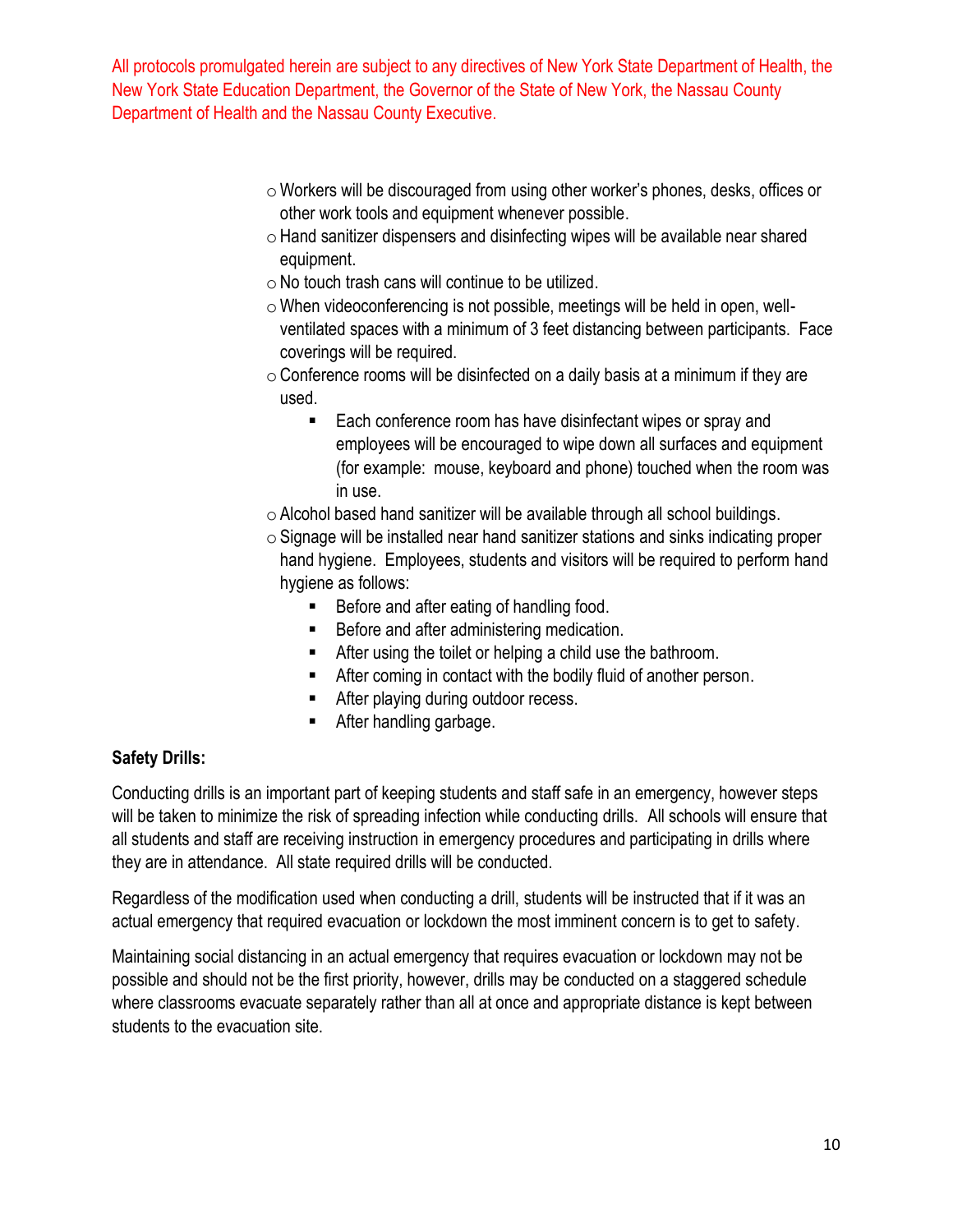All protocols promulgated herein are subject to any directives of New York State Department of Health, the New York State Education Department, the Governor of the State of New York, the Nassau County Department of Health and the Nassau County Executive.

- Workers will be discouraged from using other worker's phones, desks, offices or other work tools and equipment whenever possible.
- Hand sanitizer dispensers and disinfecting wipes will be available near shared equipment.
- No touch trash cans will continue to be utilized.
- When videoconferencing is not possible, meetings will be held in open, well-ventilated spaces with a minimum of 3 feet distancing between participants. Face coverings will be required.
- Conference rooms will be disinfected on a daily basis at a minimum if they are used.
  - Each conference room has have disinfectant wipes or spray and employees will be encouraged to wipe down all surfaces and equipment (for example: mouse, keyboard and phone) touched when the room was in use.
- Alcohol based hand sanitizer will be available through all school buildings.
- Signage will be installed near hand sanitizer stations and sinks indicating proper hand hygiene. Employees, students and visitors will be required to perform hand hygiene as follows:
  - Before and after eating of handling food.
  - Before and after administering medication.
  - After using the toilet or helping a child use the bathroom.
  - After coming in contact with the bodily fluid of another person.
  - After playing during outdoor recess.
  - After handling garbage.

**Safety Drills:**

Conducting drills is an important part of keeping students and staff safe in an emergency, however steps will be taken to minimize the risk of spreading infection while conducting drills. All schools will ensure that all students and staff are receiving instruction in emergency procedures and participating in drills where they are in attendance. All state required drills will be conducted.

Regardless of the modification used when conducting a drill, students will be instructed that if it was an actual emergency that required evacuation or lockdown the most imminent concern is to get to safety.

Maintaining social distancing in an actual emergency that requires evacuation or lockdown may not be possible and should not be the first priority, however, drills may be conducted on a staggered schedule where classrooms evacuate separately rather than all at once and appropriate distance is kept between students to the evacuation site.